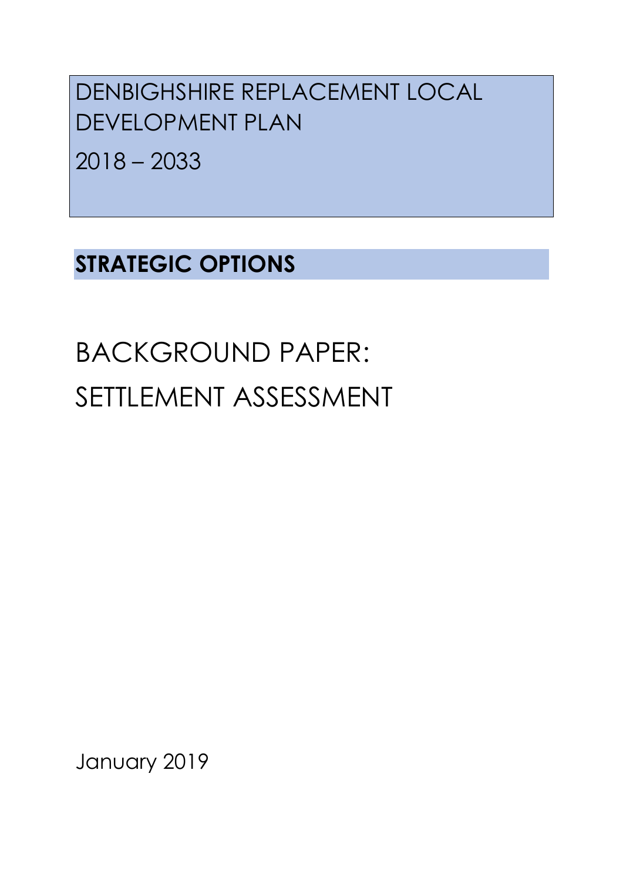# DENBIGHSHIRE REPLACEMENT LOCAL DEVELOPMENT PLAN

2018 – 2033

## STRATEGIC OPTIONS

# BACKGROUND PAPER: SETTLEMENT ASSESSMENT

January 2019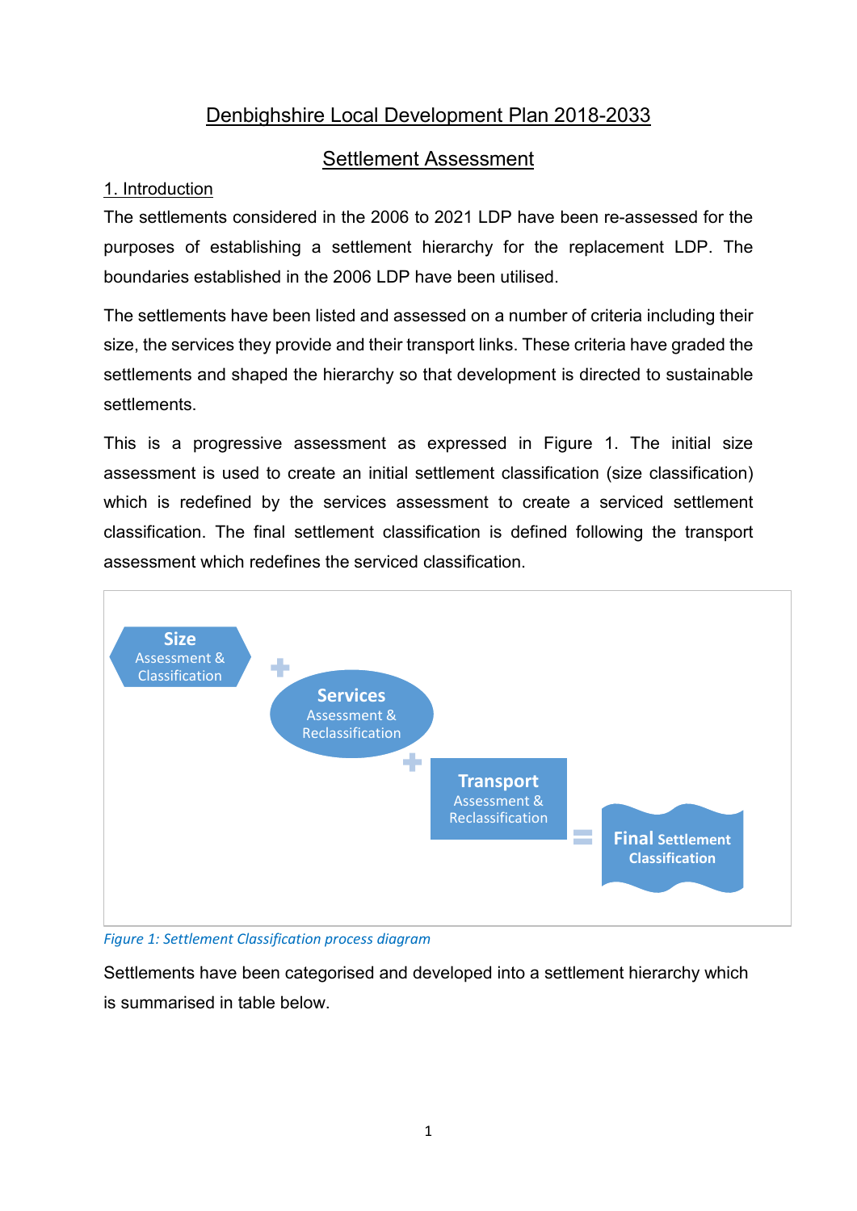# Denbighshire Local Development Plan 2018-2033

## Settlement Assessment

### 1. Introduction

The settlements considered in the 2006 to 2021 LDP have been re-assessed for the purposes of establishing a settlement hierarchy for the replacement LDP. The boundaries established in the 2006 LDP have been utilised.

The settlements have been listed and assessed on a number of criteria including their size, the services they provide and their transport links. These criteria have graded the settlements and shaped the hierarchy so that development is directed to sustainable settlements.

This is a progressive assessment as expressed in Figure 1. The initial size assessment is used to create an initial settlement classification (size classification) which is redefined by the services assessment to create a serviced settlement classification. The final settlement classification is defined following the transport assessment which redefines the serviced classification.

**Size** Assessment & Classification + **Services** Assessment & Reclassification + **Transport** Assessment & Reclassification = **Final** Settlement Classification

*Figure 1: Settlement Classification process diagram*

Settlements have been categorised and developed into a settlement hierarchy which is summarised in table below.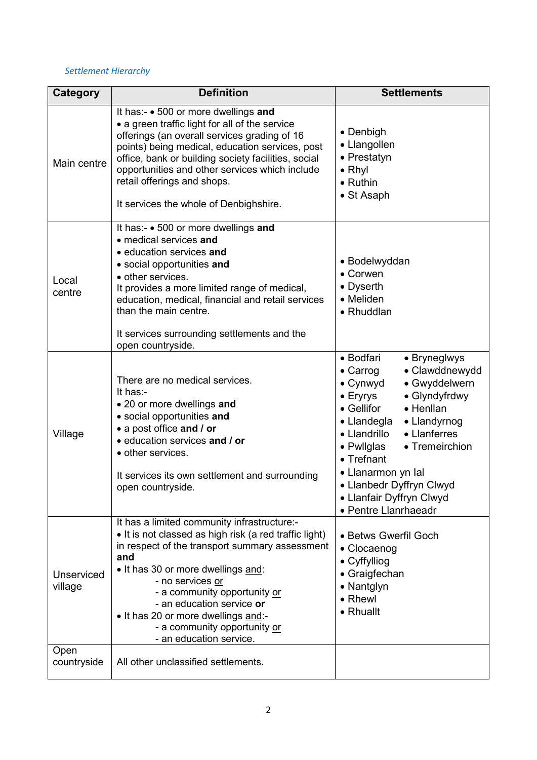*Settlement Hierarchy*

| Category | Definition | Settlements |
|---|---|---|
| Main centre | It has:- • 500 or more dwellings **and**<br>• a green traffic light for all of the service offerings (an overall services grading of 16 points) being medical, education services, post office, bank or building society facilities, social opportunities and other services which include retail offerings and shops.<br><br>It services the whole of Denbighshire. | • Denbigh<br>• Llangollen<br>• Prestatyn<br>• Rhyl<br>• Ruthin<br>• St Asaph |
| Local centre | It has:- • 500 or more dwellings **and**<br>• medical services **and**<br>• education services **and**<br>• social opportunities **and**<br>• other services.<br>It provides a more limited range of medical, education, medical, financial and retail services than the main centre.<br><br>It services surrounding settlements and the open countryside. | • Bodelwyddan<br>• Corwen<br>• Dyserth<br>• Meliden<br>• Rhuddlan |
| Village | There are no medical services.<br>It has:-<br>• 20 or more dwellings **and**<br>• social opportunities **and**<br>• a post office **and / or**<br>• education services **and / or**<br>• other services.<br><br>It services its own settlement and surrounding open countryside. | • Bodfari<br>• Carrog<br>• Cynwyd<br>• Erryrs<br>• Gellifor<br>• Llandegla<br>• Llandrillo<br>• Pwllglas<br>• Trefnant<br>• Llanarmon yn Ial<br>• Llanbedr Dyffryn Clwyd<br>• Llanfair Dyffryn Clwyd<br>• Pentre Llanrhaeadr<br>• Bryneglwys<br>• Clawddnewydd<br>• Gwyddelwern<br>• Glyndyfrdwy<br>• Henllan<br>• Llandyrnog<br>• Llanferres<br>• Tremeirchion |
| Unserviced village | It has a limited community infrastructure:-<br>• It is not classed as high risk (a red traffic light) in respect of the transport summary assessment **and**<br>• It has 30 or more dwellings <u>and</u>:<br>- no services <u>or</u><br>- a community opportunity <u>or</u><br>- an education service **or**<br>• It has 20 or more dwellings <u>and</u>:-<br>- a community opportunity <u>or</u><br>- an education service. | • Betws Gwerfil Goch<br>• Clocaenog<br>• Cyffylliog<br>• Graigfechan<br>• Nantglyn<br>• Rhewl<br>• Rhuallt |
| Open countryside | All other unclassified settlements. | |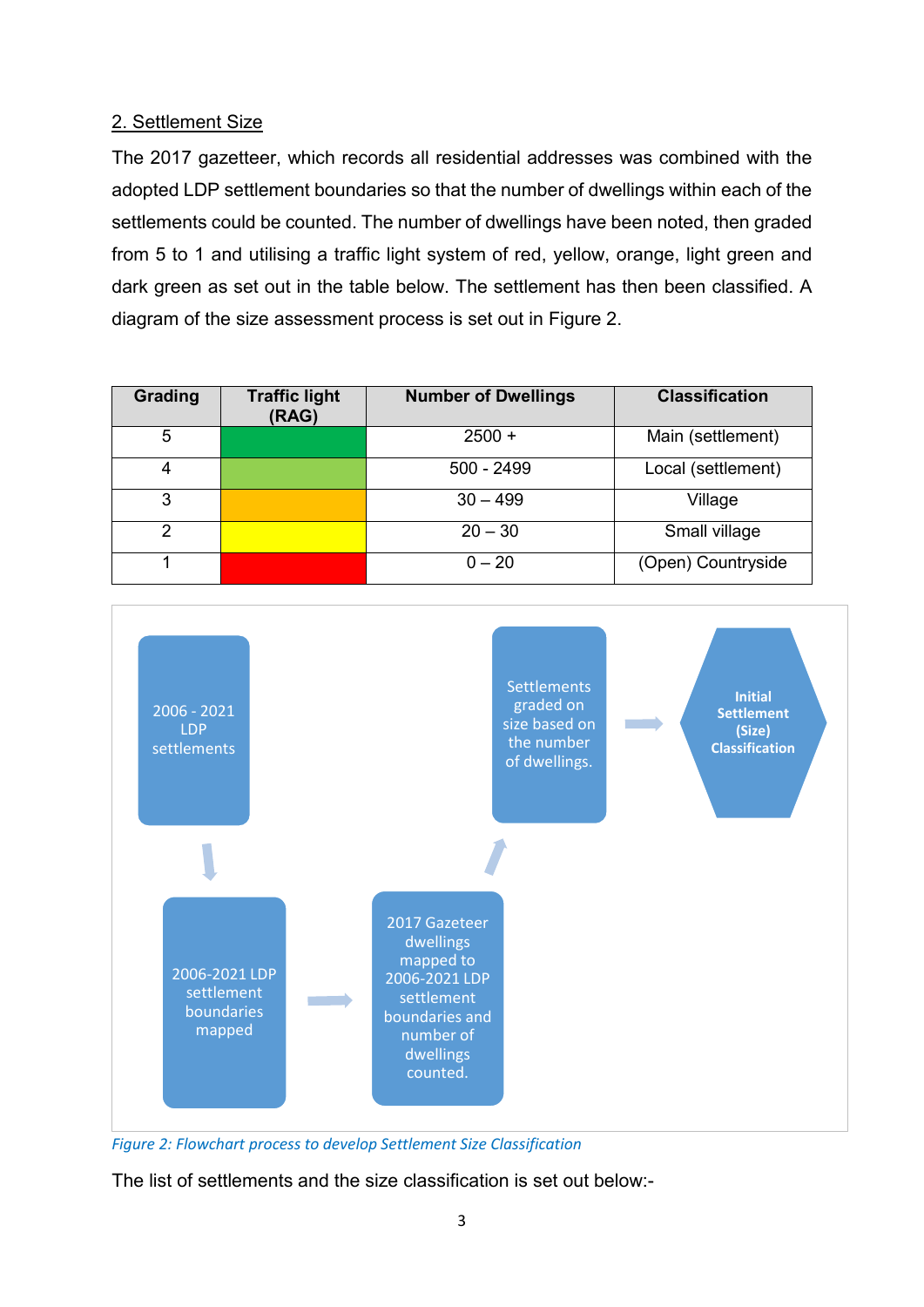## 2. Settlement Size

The 2017 gazetteer, which records all residential addresses was combined with the adopted LDP settlement boundaries so that the number of dwellings within each of the settlements could be counted. The number of dwellings have been noted, then graded from 5 to 1 and utilising a traffic light system of red, yellow, orange, light green and dark green as set out in the table below. The settlement has then been classified. A diagram of the size assessment process is set out in Figure 2.

| Grading | Traffic light (RAG) | Number of Dwellings | Classification |
|---|---|---|---|
| 5 | | 2500 + | Main (settlement) |
| 4 | | 500 - 2499 | Local (settlement) |
| 3 | | 30 – 499 | Village |
| 2 | | 20 – 30 | Small village |
| 1 | | 0 – 20 | (Open) Countryside |

2006 - 2021 LDP settlements

2006-2021 LDP settlement boundaries mapped

2017 Gazeteer dwellings mapped to 2006-2021 LDP settlement boundaries and number of dwellings counted.

Settlements graded on size based on the number of dwellings.

**Initial Settlement (Size) Classification**

*Figure 2: Flowchart process to develop Settlement Size Classification*

The list of settlements and the size classification is set out below:-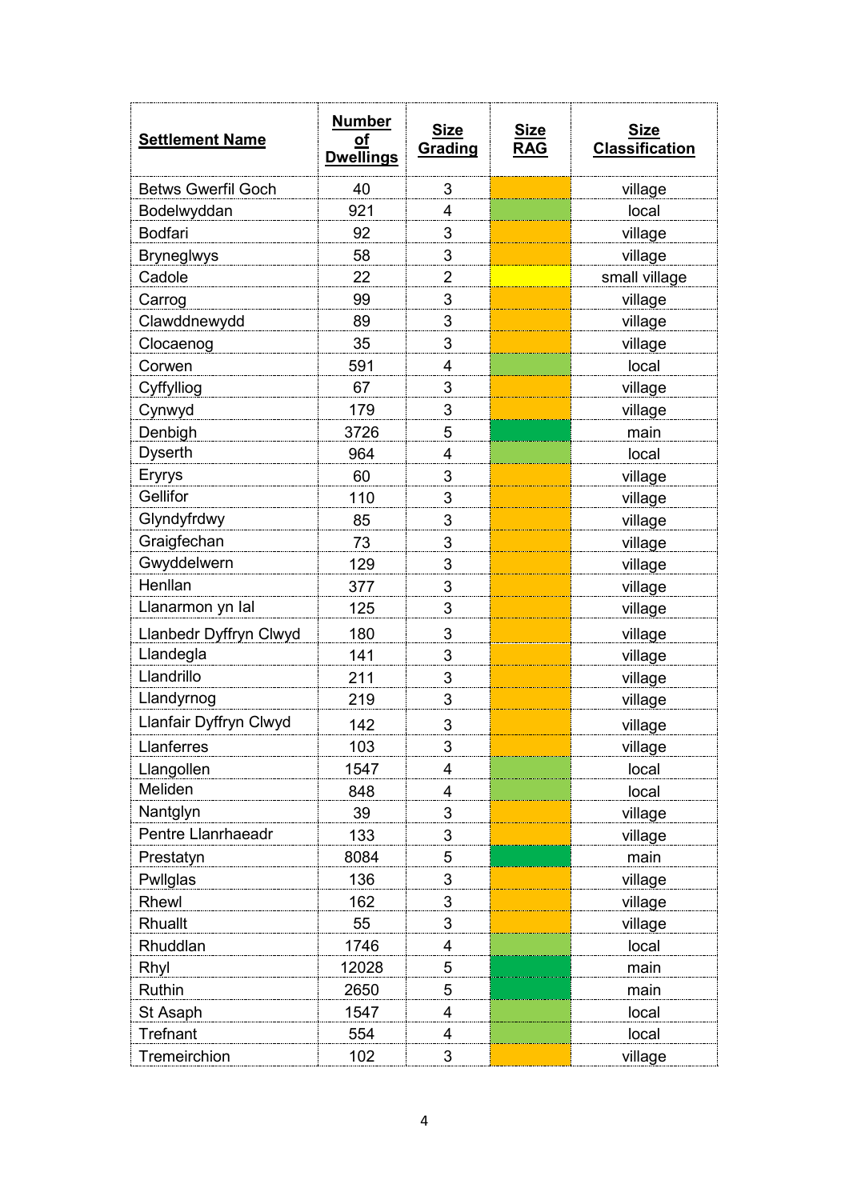| Settlement Name | Number of Dwellings | Size Grading | Size RAG | Size Classification |
|---|---|---|---|---|
| Betws Gwerfil Goch | 40 | 3 | | village |
| Bodelwyddan | 921 | 4 | | local |
| Bodfari | 92 | 3 | | village |
| Bryneglwys | 58 | 3 | | village |
| Cadole | 22 | 2 | | small village |
| Carrog | 99 | 3 | | village |
| Clawddnewydd | 89 | 3 | | village |
| Clocaenog | 35 | 3 | | village |
| Corwen | 591 | 4 | | local |
| Cyffylliog | 67 | 3 | | village |
| Cynwyd | 179 | 3 | | village |
| Denbigh | 3726 | 5 | | main |
| Dyserth | 964 | 4 | | local |
| Eryrys | 60 | 3 | | village |
| Gellifor | 110 | 3 | | village |
| Glyndyfrdwy | 85 | 3 | | village |
| Graigfechan | 73 | 3 | | village |
| Gwyddelwern | 129 | 3 | | village |
| Henllan | 377 | 3 | | village |
| Llanarmon yn Ial | 125 | 3 | | village |
| Llanbedr Dyffryn Clwyd | 180 | 3 | | village |
| Llandegla | 141 | 3 | | village |
| Llandrillo | 211 | 3 | | village |
| Llandyrnog | 219 | 3 | | village |
| Llanfair Dyffryn Clwyd | 142 | 3 | | village |
| Llanferres | 103 | 3 | | village |
| Llangollen | 1547 | 4 | | local |
| Meliden | 848 | 4 | | local |
| Nantglyn | 39 | 3 | | village |
| Pentre Llanrhaeadr | 133 | 3 | | village |
| Prestatyn | 8084 | 5 | | main |
| Pwllglas | 136 | 3 | | village |
| Rhewl | 162 | 3 | | village |
| Rhuallt | 55 | 3 | | village |
| Rhuddlan | 1746 | 4 | | local |
| Rhyl | 12028 | 5 | | main |
| Ruthin | 2650 | 5 | | main |
| St Asaph | 1547 | 4 | | local |
| Trefnant | 554 | 4 | | local |
| Tremeirchion | 102 | 3 | | village |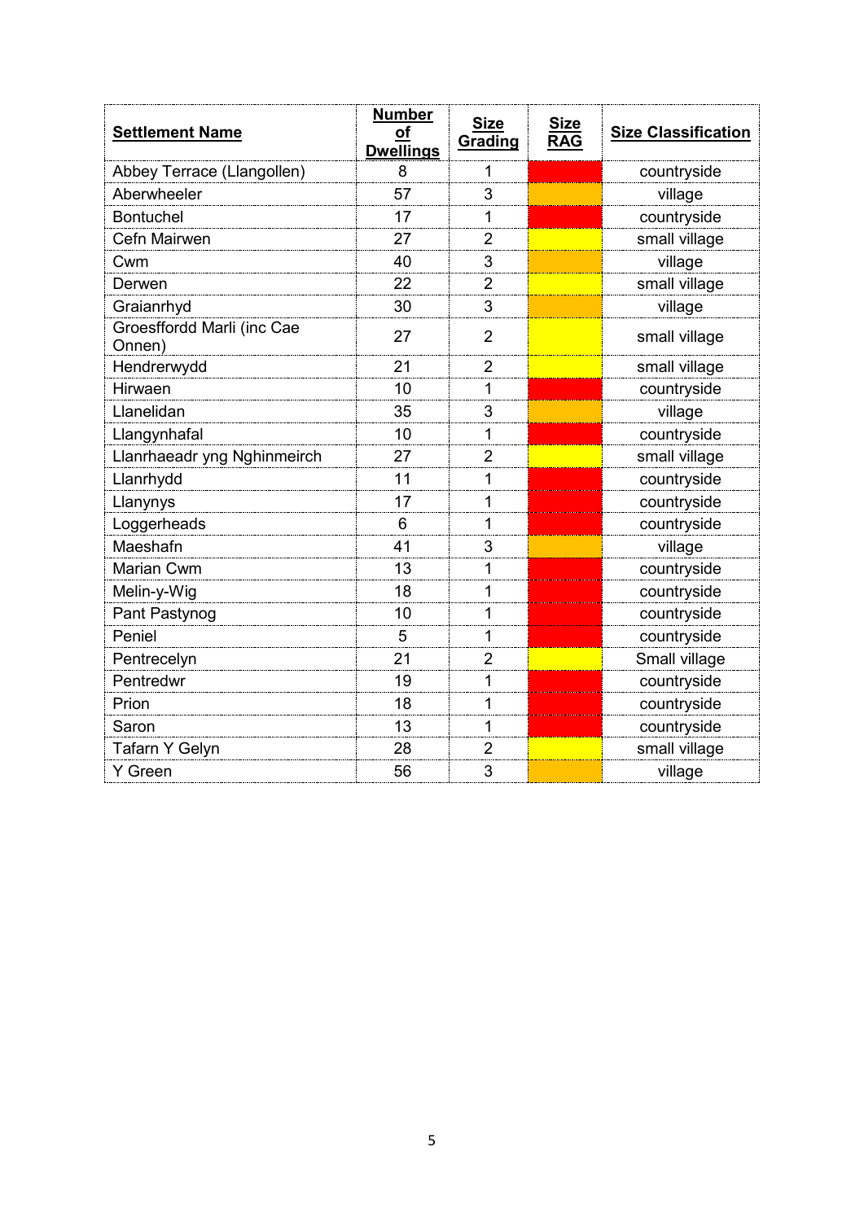| Settlement Name | Number of Dwellings | Size Grading | Size RAG | Size Classification |
|---|---|---|---|---|
| Abbey Terrace (Llangollen) | 8 | 1 | | countryside |
| Aberwheeler | 57 | 3 | | village |
| Bontuchel | 17 | 1 | | countryside |
| Cefn Mairwen | 27 | 2 | | small village |
| Cwm | 40 | 3 | | village |
| Derwen | 22 | 2 | | small village |
| Graianrhyd | 30 | 3 | | village |
| Groesffordd Marli (inc Cae Onnen) | 27 | 2 | | small village |
| Hendrerwydd | 21 | 2 | | small village |
| Hirwaen | 10 | 1 | | countryside |
| Llanelidan | 35 | 3 | | village |
| Llangynhafal | 10 | 1 | | countryside |
| Llanrhaeadr yng Nghinmeirch | 27 | 2 | | small village |
| Llanrhydd | 11 | 1 | | countryside |
| Llanynys | 17 | 1 | | countryside |
| Loggerheads | 6 | 1 | | countryside |
| Maeshafn | 41 | 3 | | village |
| Marian Cwm | 13 | 1 | | countryside |
| Melin-y-Wig | 18 | 1 | | countryside |
| Pant Pastynog | 10 | 1 | | countryside |
| Peniel | 5 | 1 | | countryside |
| Pentrecelyn | 21 | 2 | | Small village |
| Pentredwr | 19 | 1 | | countryside |
| Prion | 18 | 1 | | countryside |
| Saron | 13 | 1 | | countryside |
| Tafarn Y Gelyn | 28 | 2 | | small village |
| Y Green | 56 | 3 | | village |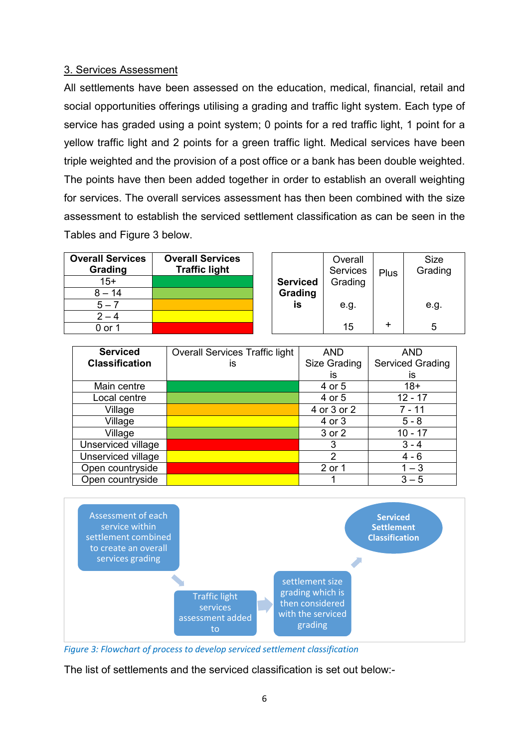3. Services Assessment

All settlements have been assessed on the education, medical, financial, retail and social opportunities offerings utilising a grading and traffic light system. Each type of service has graded using a point system; 0 points for a red traffic light, 1 point for a yellow traffic light and 2 points for a green traffic light. Medical services have been triple weighted and the provision of a post office or a bank has been double weighted. The points have then been added together in order to establish an overall weighting for services. The overall services assessment has then been combined with the size assessment to establish the serviced settlement classification as can be seen in the Tables and Figure 3 below.

| **Overall Services Grading** | **Overall Services Traffic light** |
|---|---|
| 15+ | (green) |
| 8 – 14 | (light green) |
| 5 – 7 | (orange) |
| 2 – 4 | (yellow) |
| 0 or 1 | (red) |

| **Serviced Grading is** | Overall Services Grading | Plus | Size Grading |
|---|---|---|---|
| | e.g. | | e.g. |
| | 15 | + | 5 |

| **Serviced Classification** | Overall Services Traffic light is | AND Size Grading is | AND Serviced Grading is |
|---|---|---|---|
| Main centre | (green) | 4 or 5 | 18+ |
| Local centre | (light green) | 4 or 5 | 12 - 17 |
| Village | (orange) | 4 or 3 or 2 | 7 - 11 |
| Village | (yellow) | 4 or 3 | 5 - 8 |
| Village | (light green) | 3 or 2 | 10 - 17 |
| Unserviced village | (red) | 3 | 3 - 4 |
| Unserviced village | (yellow) | 2 | 4 - 6 |
| Open countryside | (red) | 2 or 1 | 1 – 3 |
| Open countryside | (yellow) | 1 | 3 – 5 |

Assessment of each service within settlement combined to create an overall services grading → Traffic light services assessment added to → settlement size grading which is then considered with the serviced grading → Serviced Settlement Classification

*Figure 3: Flowchart of process to develop serviced settlement classification*

The list of settlements and the serviced classification is set out below:-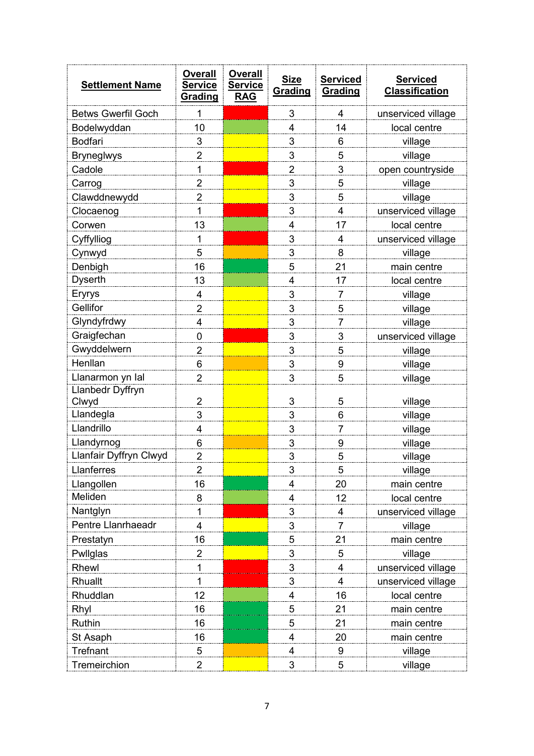| Settlement Name | Overall Service Grading | Overall Service RAG | Size Grading | Serviced Grading | Serviced Classification |
|---|---|---|---|---|---|
| Betws Gwerfil Goch | 1 | | 3 | 4 | unserviced village |
| Bodelwyddan | 10 | | 4 | 14 | local centre |
| Bodfari | 3 | | 3 | 6 | village |
| Bryneglwys | 2 | | 3 | 5 | village |
| Cadole | 1 | | 2 | 3 | open countryside |
| Carrog | 2 | | 3 | 5 | village |
| Clawddnewydd | 2 | | 3 | 5 | village |
| Clocaenog | 1 | | 3 | 4 | unserviced village |
| Corwen | 13 | | 4 | 17 | local centre |
| Cyffylliog | 1 | | 3 | 4 | unserviced village |
| Cynwyd | 5 | | 3 | 8 | village |
| Denbigh | 16 | | 5 | 21 | main centre |
| Dyserth | 13 | | 4 | 17 | local centre |
| Eryrys | 4 | | 3 | 7 | village |
| Gellifor | 2 | | 3 | 5 | village |
| Glyndyfrdwy | 4 | | 3 | 7 | village |
| Graigfechan | 0 | | 3 | 3 | unserviced village |
| Gwyddelwern | 2 | | 3 | 5 | village |
| Henllan | 6 | | 3 | 9 | village |
| Llanarmon yn Ial | 2 | | 3 | 5 | village |
| Llanbedr Dyffryn Clwyd | 2 | | 3 | 5 | village |
| Llandegla | 3 | | 3 | 6 | village |
| Llandrillo | 4 | | 3 | 7 | village |
| Llandyrnog | 6 | | 3 | 9 | village |
| Llanfair Dyffryn Clwyd | 2 | | 3 | 5 | village |
| Llanferres | 2 | | 3 | 5 | village |
| Llangollen | 16 | | 4 | 20 | main centre |
| Meliden | 8 | | 4 | 12 | local centre |
| Nantglyn | 1 | | 3 | 4 | unserviced village |
| Pentre Llanrhaeadr | 4 | | 3 | 7 | village |
| Prestatyn | 16 | | 5 | 21 | main centre |
| Pwllglas | 2 | | 3 | 5 | village |
| Rhewl | 1 | | 3 | 4 | unserviced village |
| Rhuallt | 1 | | 3 | 4 | unserviced village |
| Rhuddlan | 12 | | 4 | 16 | local centre |
| Rhyl | 16 | | 5 | 21 | main centre |
| Ruthin | 16 | | 5 | 21 | main centre |
| St Asaph | 16 | | 4 | 20 | main centre |
| Trefnant | 5 | | 4 | 9 | village |
| Tremeirchion | 2 | | 3 | 5 | village |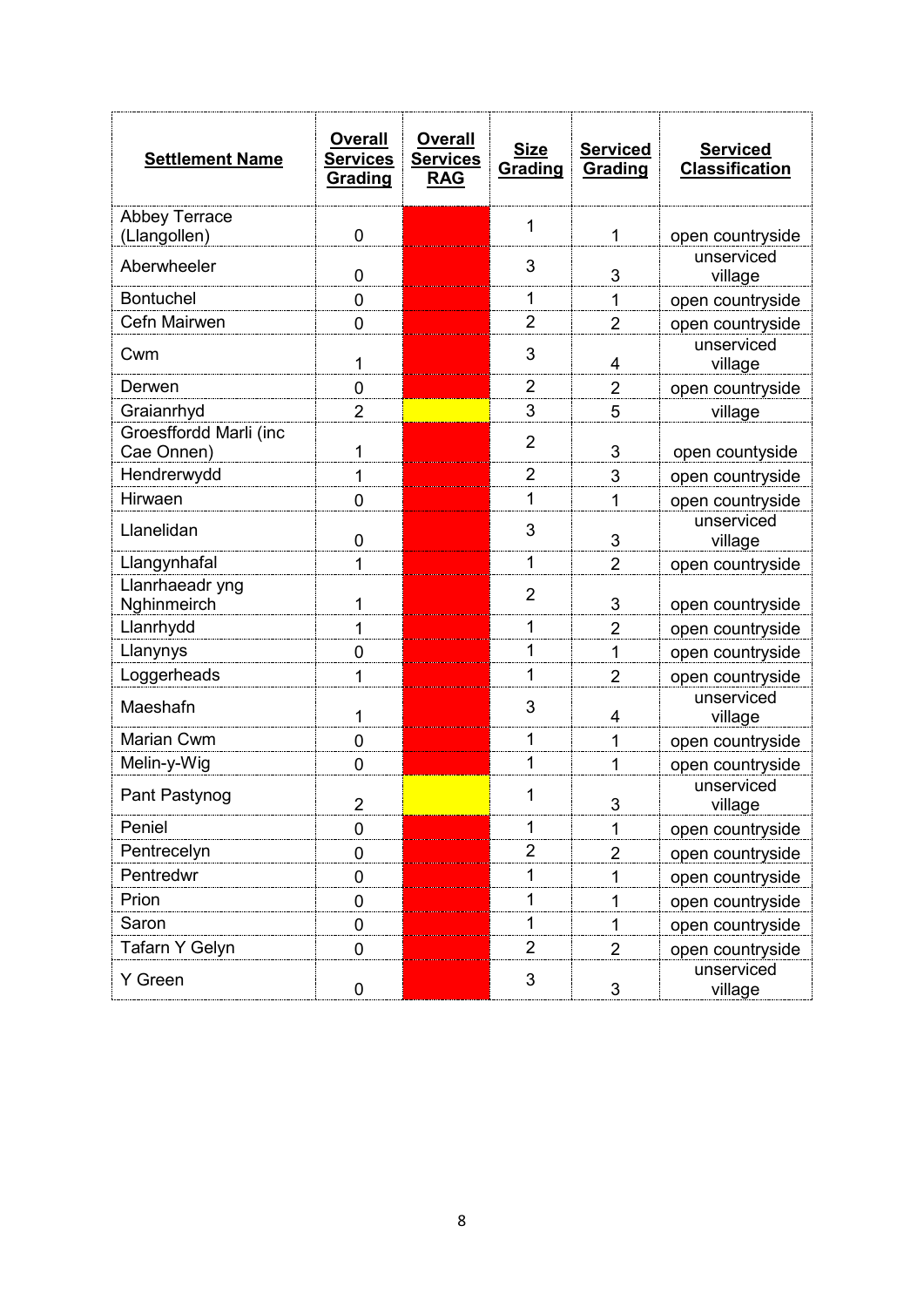| Settlement Name | Overall Services Grading | Overall Services RAG | Size Grading | Serviced Grading | Serviced Classification |
|---|---|---|---|---|---|
| Abbey Terrace (Llangollen) | 0 | | 1 | 1 | open countryside |
| Aberwheeler | 0 | | 3 | 3 | unserviced village |
| Bontuchel | 0 | | 1 | 1 | open countryside |
| Cefn Mairwen | 0 | | 2 | 2 | open countryside |
| Cwm | 1 | | 3 | 4 | unserviced village |
| Derwen | 0 | | 2 | 2 | open countryside |
| Graianrhyd | 2 | | 3 | 5 | village |
| Groesffordd Marli (inc Cae Onnen) | 1 | | 2 | 3 | open countyside |
| Hendrerwydd | 1 | | 2 | 3 | open countryside |
| Hirwaen | 0 | | 1 | 1 | open countryside |
| Llanelidan | 0 | | 3 | 3 | unserviced village |
| Llangynhafal | 1 | | 1 | 2 | open countryside |
| Llanrhaeadr yng Nghinmeirch | 1 | | 2 | 3 | open countryside |
| Llanrhydd | 1 | | 1 | 2 | open countryside |
| Llanynys | 0 | | 1 | 1 | open countryside |
| Loggerheads | 1 | | 1 | 2 | open countryside |
| Maeshafn | 1 | | 3 | 4 | unserviced village |
| Marian Cwm | 0 | | 1 | 1 | open countryside |
| Melin-y-Wig | 0 | | 1 | 1 | open countryside |
| Pant Pastynog | 2 | | 1 | 3 | unserviced village |
| Peniel | 0 | | 1 | 1 | open countryside |
| Pentrecelyn | 0 | | 2 | 2 | open countryside |
| Pentredwr | 0 | | 1 | 1 | open countryside |
| Prion | 0 | | 1 | 1 | open countryside |
| Saron | 0 | | 1 | 1 | open countryside |
| Tafarn Y Gelyn | 0 | | 2 | 2 | open countryside |
| Y Green | 0 | | 3 | 3 | unserviced village |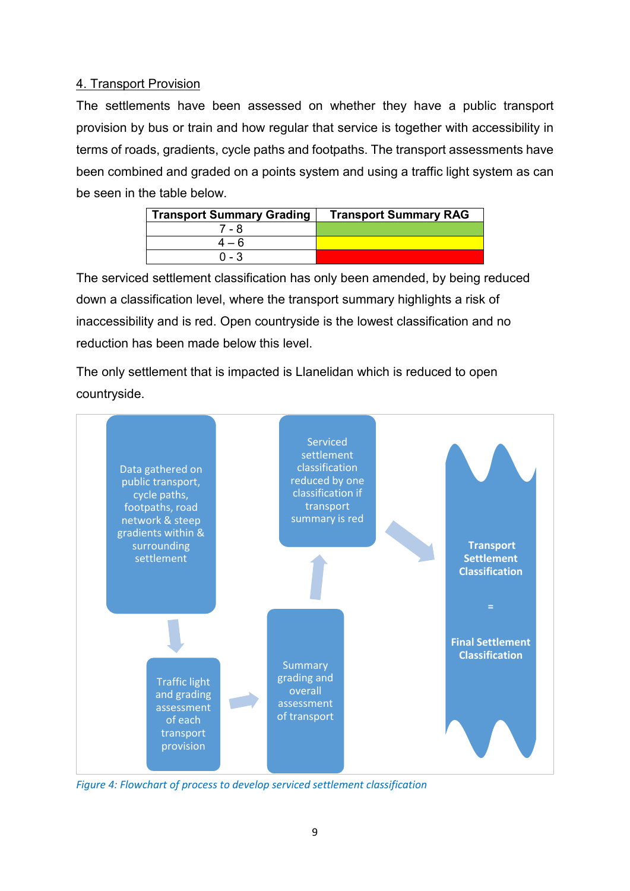## 4. Transport Provision

The settlements have been assessed on whether they have a public transport provision by bus or train and how regular that service is together with accessibility in terms of roads, gradients, cycle paths and footpaths. The transport assessments have been combined and graded on a points system and using a traffic light system as can be seen in the table below.

| Transport Summary Grading | Transport Summary RAG |
|---|---|
| 7 - 8 | |
| 4 – 6 | |
| 0 - 3 | |

The serviced settlement classification has only been amended, by being reduced down a classification level, where the transport summary highlights a risk of inaccessibility and is red. Open countryside is the lowest classification and no reduction has been made below this level.

The only settlement that is impacted is Llanelidan which is reduced to open countryside.

Data gathered on public transport, cycle paths, footpaths, road network & steep gradients within & surrounding settlement

Traffic light and grading assessment of each transport provision

Summary grading and overall assessment of transport

Serviced settlement classification reduced by one classification if transport summary is red

**Transport Settlement Classification**

**=**

**Final Settlement Classification**

*Figure 4: Flowchart of process to develop serviced settlement classification*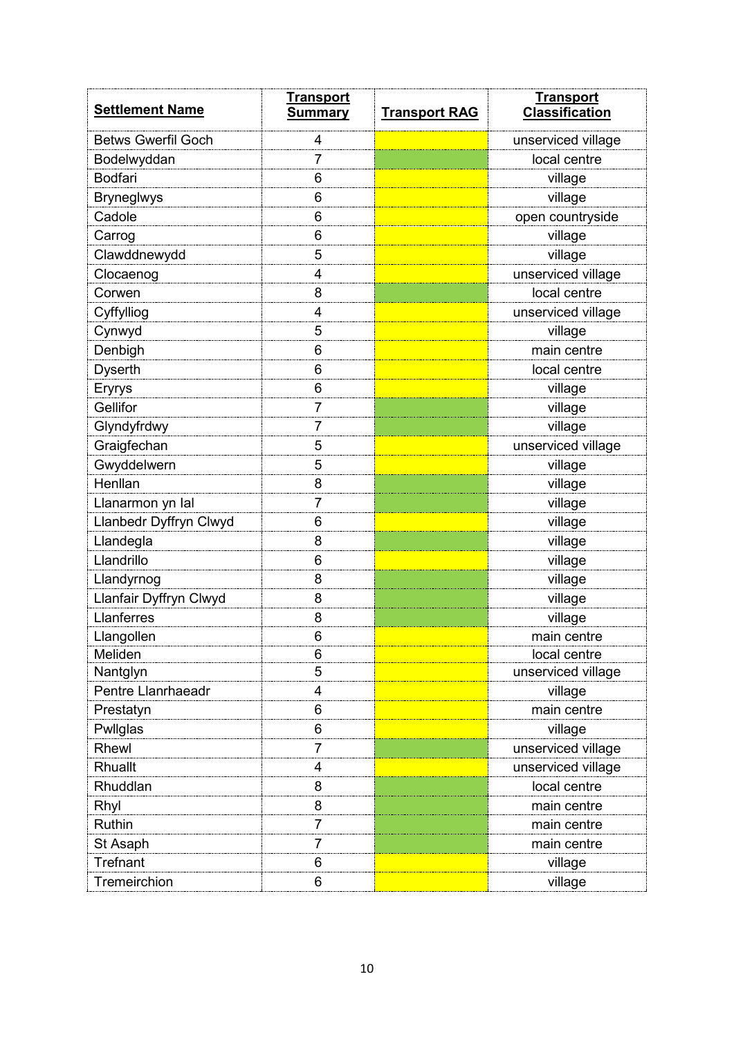| Settlement Name | Transport Summary | Transport RAG | Transport Classification |
|---|---|---|---|
| Betws Gwerfil Goch | 4 | Yellow | unserviced village |
| Bodelwyddan | 7 | Green | local centre |
| Bodfari | 6 | Yellow | village |
| Bryneglwys | 6 | Yellow | village |
| Cadole | 6 | Yellow | open countryside |
| Carrog | 6 | Yellow | village |
| Clawddnewydd | 5 | Yellow | village |
| Clocaenog | 4 | Yellow | unserviced village |
| Corwen | 8 | Green | local centre |
| Cyffylliog | 4 | Yellow | unserviced village |
| Cynwyd | 5 | Yellow | village |
| Denbigh | 6 | Yellow | main centre |
| Dyserth | 6 | Yellow | local centre |
| Eryrys | 6 | Yellow | village |
| Gellifor | 7 | Green | village |
| Glyndyfrdwy | 7 | Green | village |
| Graigfechan | 5 | Yellow | unserviced village |
| Gwyddelwern | 5 | Yellow | village |
| Henllan | 8 | Green | village |
| Llanarmon yn Ial | 7 | Green | village |
| Llanbedr Dyffryn Clwyd | 6 | Yellow | village |
| Llandegla | 8 | Green | village |
| Llandrillo | 6 | Yellow | village |
| Llandyrnog | 8 | Green | village |
| Llanfair Dyffryn Clwyd | 8 | Green | village |
| Llanferres | 8 | Green | village |
| Llangollen | 6 | Yellow | main centre |
| Meliden | 6 | Yellow | local centre |
| Nantglyn | 5 | Yellow | unserviced village |
| Pentre Llanrhaeadr | 4 | Yellow | village |
| Prestatyn | 6 | Yellow | main centre |
| Pwllglas | 6 | Yellow | village |
| Rhewl | 7 | Green | unserviced village |
| Rhuallt | 4 | Yellow | unserviced village |
| Rhuddlan | 8 | Green | local centre |
| Rhyl | 8 | Green | main centre |
| Ruthin | 7 | Green | main centre |
| St Asaph | 7 | Green | main centre |
| Trefnant | 6 | Yellow | village |
| Tremeirchion | 6 | Yellow | village |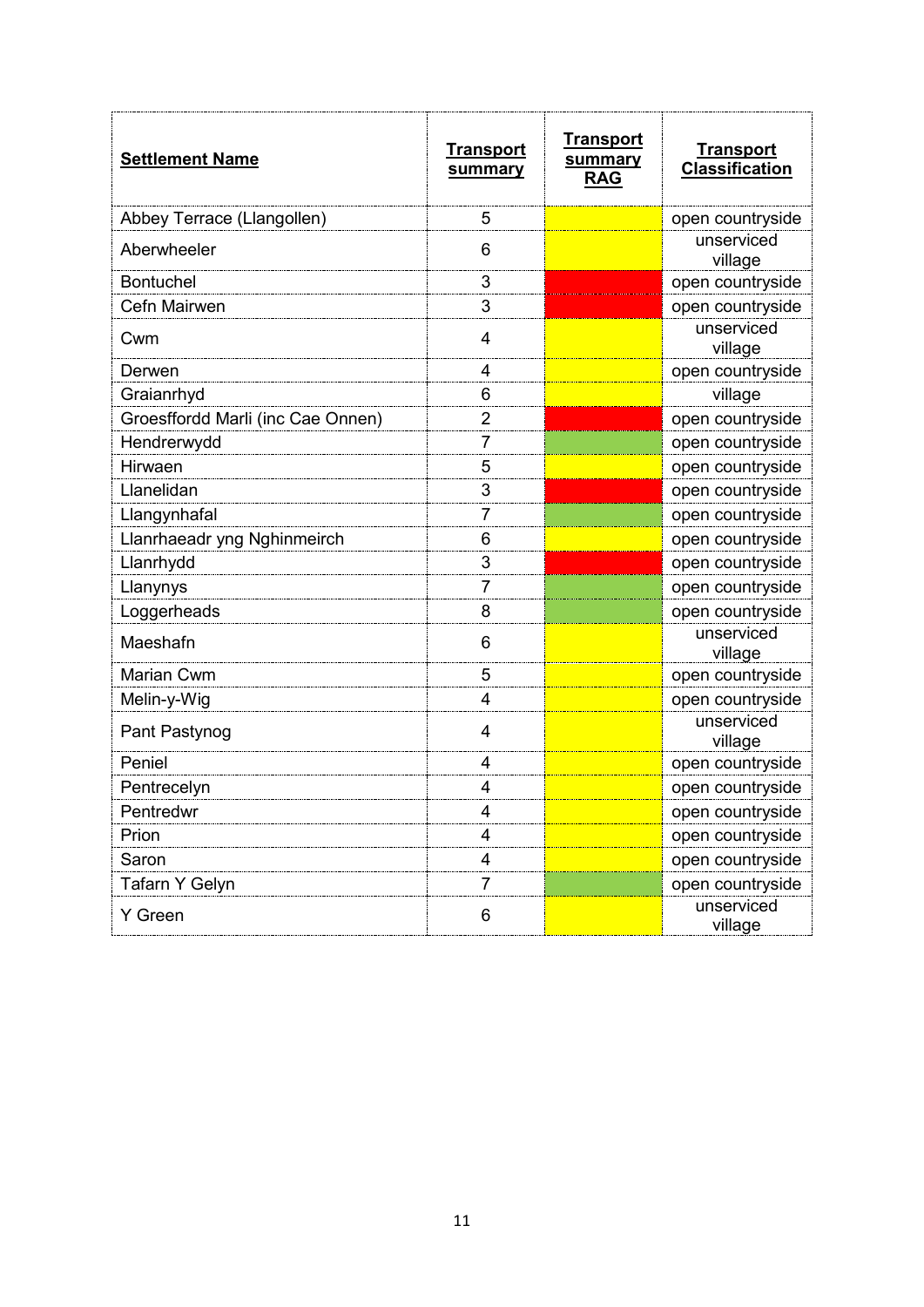| **Settlement Name** | **Transport summary** | **Transport summary RAG** | **Transport Classification** |
|---|---|---|---|
| Abbey Terrace (Llangollen) | 5 | Amber | open countryside |
| Aberwheeler | 6 | Amber | unserviced village |
| Bontuchel | 3 | Red | open countryside |
| Cefn Mairwen | 3 | Red | open countryside |
| Cwm | 4 | Amber | unserviced village |
| Derwen | 4 | Amber | open countryside |
| Graianrhyd | 6 | Amber | village |
| Groesffordd Marli (inc Cae Onnen) | 2 | Red | open countryside |
| Hendrerwydd | 7 | Green | open countryside |
| Hirwaen | 5 | Amber | open countryside |
| Llanelidan | 3 | Red | open countryside |
| Llangynhafal | 7 | Green | open countryside |
| Llanrhaeadr yng Nghinmeirch | 6 | Amber | open countryside |
| Llanrhydd | 3 | Red | open countryside |
| Llanynys | 7 | Green | open countryside |
| Loggerheads | 8 | Green | open countryside |
| Maeshafn | 6 | Amber | unserviced village |
| Marian Cwm | 5 | Amber | open countryside |
| Melin-y-Wig | 4 | Amber | open countryside |
| Pant Pastynog | 4 | Amber | unserviced village |
| Peniel | 4 | Amber | open countryside |
| Pentrecelyn | 4 | Amber | open countryside |
| Pentredwr | 4 | Amber | open countryside |
| Prion | 4 | Amber | open countryside |
| Saron | 4 | Amber | open countryside |
| Tafarn Y Gelyn | 7 | Green | open countryside |
| Y Green | 6 | Amber | unserviced village |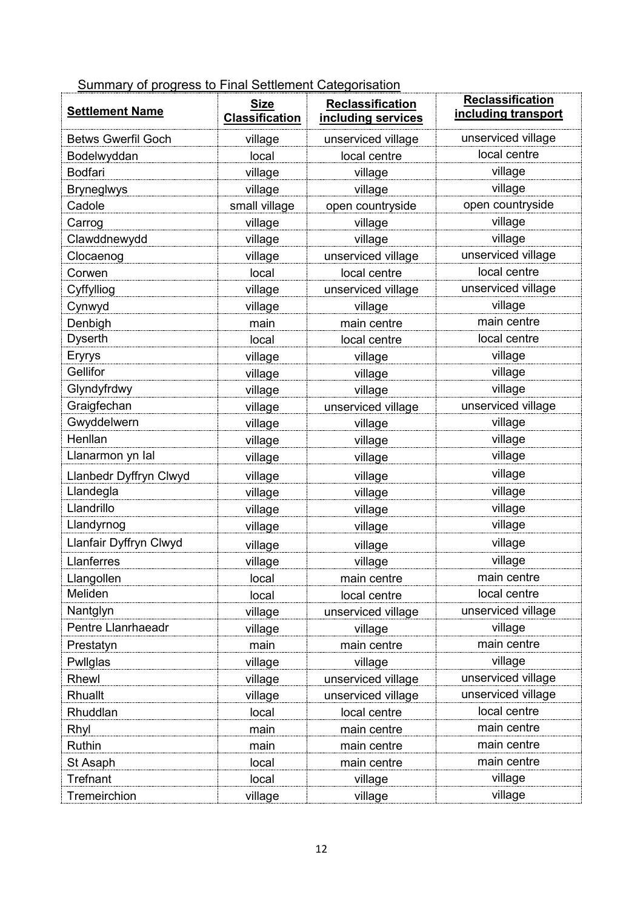Summary of progress to Final Settlement Categorisation

| Settlement Name | Size Classification | Reclassification including services | Reclassification including transport |
|---|---|---|---|
| Betws Gwerfil Goch | village | unserviced village | unserviced village |
| Bodelwyddan | local | local centre | local centre |
| Bodfari | village | village | village |
| Bryneglwys | village | village | village |
| Cadole | small village | open countryside | open countryside |
| Carrog | village | village | village |
| Clawddnewydd | village | village | village |
| Clocaenog | village | unserviced village | unserviced village |
| Corwen | local | local centre | local centre |
| Cyffylliog | village | unserviced village | unserviced village |
| Cynwyd | village | village | village |
| Denbigh | main | main centre | main centre |
| Dyserth | local | local centre | local centre |
| Eryrys | village | village | village |
| Gellifor | village | village | village |
| Glyndyfrdwy | village | village | village |
| Graigfechan | village | unserviced village | unserviced village |
| Gwyddelwern | village | village | village |
| Henllan | village | village | village |
| Llanarmon yn Ial | village | village | village |
| Llanbedr Dyffryn Clwyd | village | village | village |
| Llandegla | village | village | village |
| Llandrillo | village | village | village |
| Llandyrnog | village | village | village |
| Llanfair Dyffryn Clwyd | village | village | village |
| Llanferres | village | village | village |
| Llangollen | local | main centre | main centre |
| Meliden | local | local centre | local centre |
| Nantglyn | village | unserviced village | unserviced village |
| Pentre Llanrhaeadr | village | village | village |
| Prestatyn | main | main centre | main centre |
| Pwllglas | village | village | village |
| Rhewl | village | unserviced village | unserviced village |
| Rhuallt | village | unserviced village | unserviced village |
| Rhuddlan | local | local centre | local centre |
| Rhyl | main | main centre | main centre |
| Ruthin | main | main centre | main centre |
| St Asaph | local | main centre | main centre |
| Trefnant | local | village | village |
| Tremeirchion | village | village | village |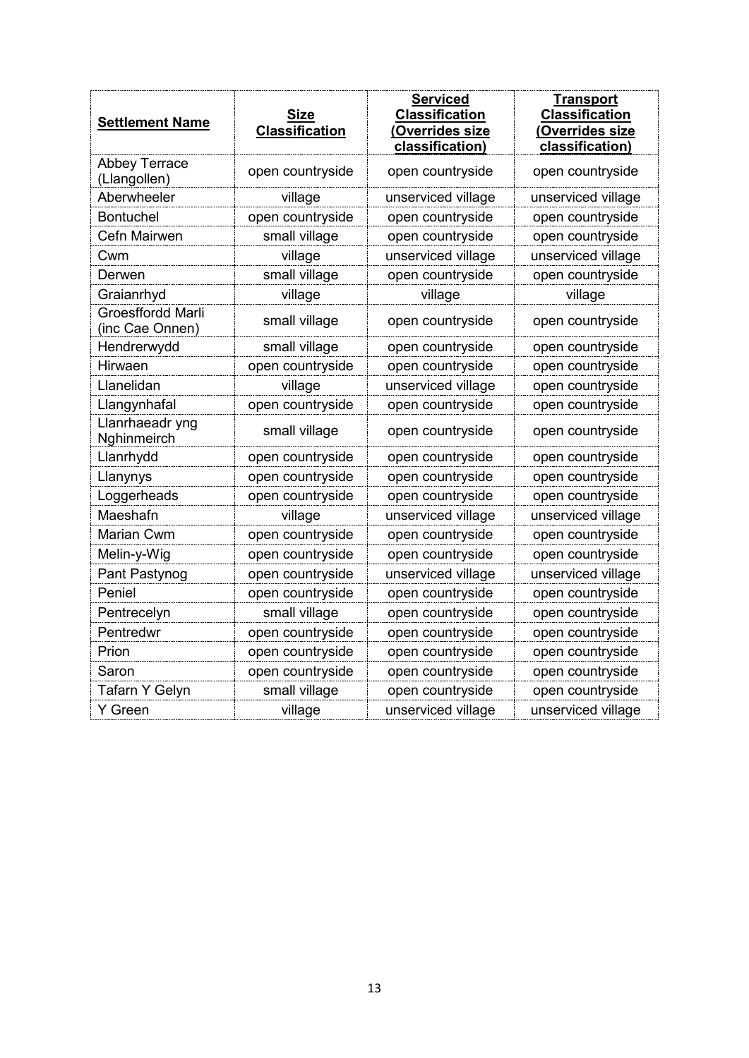| **Settlement Name** | **Size Classification** | **Serviced Classification (Overrides size classification)** | **Transport Classification (Overrides size classification)** |
|---|---|---|---|
| Abbey Terrace (Llangollen) | open countryside | open countryside | open countryside |
| Aberwheeler | village | unserviced village | unserviced village |
| Bontuchel | open countryside | open countryside | open countryside |
| Cefn Mairwen | small village | open countryside | open countryside |
| Cwm | village | unserviced village | unserviced village |
| Derwen | small village | open countryside | open countryside |
| Graianrhyd | village | village | village |
| Groesffordd Marli (inc Cae Onnen) | small village | open countryside | open countryside |
| Hendrerwydd | small village | open countryside | open countryside |
| Hirwaen | open countryside | open countryside | open countryside |
| Llanelidan | village | unserviced village | open countryside |
| Llangynhafal | open countryside | open countryside | open countryside |
| Llanrhaeadr yng Nghinmeirch | small village | open countryside | open countryside |
| Llanrhydd | open countryside | open countryside | open countryside |
| Llanynys | open countryside | open countryside | open countryside |
| Loggerheads | open countryside | open countryside | open countryside |
| Maeshafn | village | unserviced village | unserviced village |
| Marian Cwm | open countryside | open countryside | open countryside |
| Melin-y-Wig | open countryside | open countryside | open countryside |
| Pant Pastynog | open countryside | unserviced village | unserviced village |
| Peniel | open countryside | open countryside | open countryside |
| Pentrecelyn | small village | open countryside | open countryside |
| Pentredwr | open countryside | open countryside | open countryside |
| Prion | open countryside | open countryside | open countryside |
| Saron | open countryside | open countryside | open countryside |
| Tafarn Y Gelyn | small village | open countryside | open countryside |
| Y Green | village | unserviced village | unserviced village |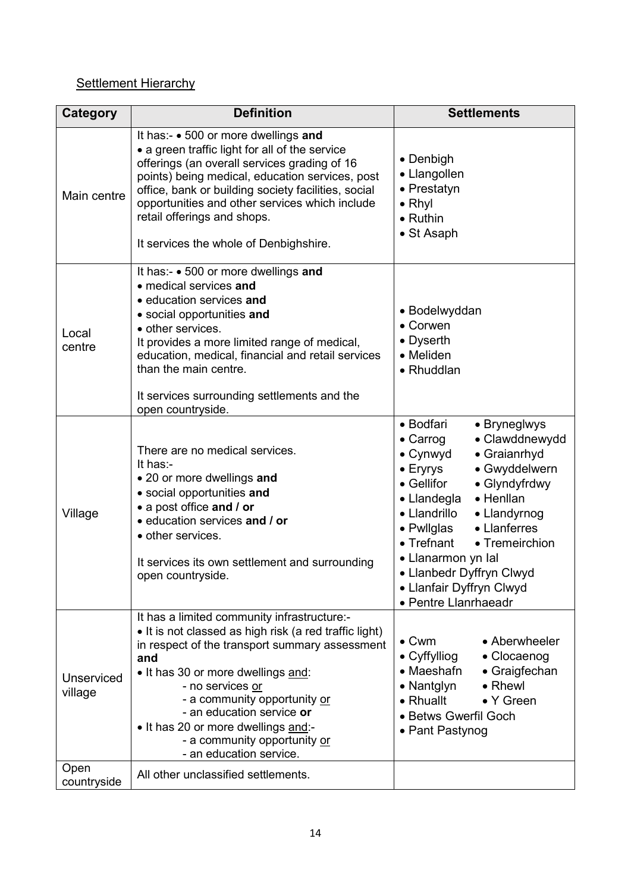Settlement Hierarchy

| Category | Definition | Settlements |
|---|---|---|
| Main centre | It has:- • 500 or more dwellings **and**<br>• a green traffic light for all of the service offerings (an overall services grading of 16 points) being medical, education services, post office, bank or building society facilities, social opportunities and other services which include retail offerings and shops.<br><br>It services the whole of Denbighshire. | • Denbigh<br>• Llangollen<br>• Prestatyn<br>• Rhyl<br>• Ruthin<br>• St Asaph |
| Local centre | It has:- • 500 or more dwellings **and**<br>• medical services **and**<br>• education services **and**<br>• social opportunities **and**<br>• other services.<br>It provides a more limited range of medical, education, medical, financial and retail services than the main centre.<br><br>It services surrounding settlements and the open countryside. | • Bodelwyddan<br>• Corwen<br>• Dyserth<br>• Meliden<br>• Rhuddlan |
| Village | There are no medical services.<br>It has:-<br>• 20 or more dwellings **and**<br>• social opportunities **and**<br>• a post office **and / or**<br>• education services **and / or**<br>• other services.<br><br>It services its own settlement and surrounding open countryside. | • Bodfari • Bryneglwys<br>• Carrog • Clawddnewydd<br>• Cynwyd • Graianrhyd<br>• Eryrys • Gwyddelwern<br>• Gellifor • Glyndyfrdwy<br>• Llandegla • Henllan<br>• Llandrillo • Llandyrnog<br>• Pwllglas • Llanferres<br>• Trefnant • Tremeirchion<br>• Llanarmon yn Ial<br>• Llanbedr Dyffryn Clwyd<br>• Llanfair Dyffryn Clwyd<br>• Pentre Llanrhaeadr |
| Unserviced village | It has a limited community infrastructure:-<br>• It is not classed as high risk (a red traffic light) in respect of the transport summary assessment **and**<br>• It has 30 or more dwellings and:<br>- no services or<br>- a community opportunity or<br>- an education service **or**<br>• It has 20 or more dwellings and:-<br>- a community opportunity or<br>- an education service. | • Cwm • Aberwheeler<br>• Cyffylliog • Clocaenog<br>• Maeshafn • Graigfechan<br>• Nantglyn • Rhewl<br>• Rhuallt • Y Green<br>• Betws Gwerfil Goch<br>• Pant Pastynog |
| Open countryside | All other unclassified settlements. | |